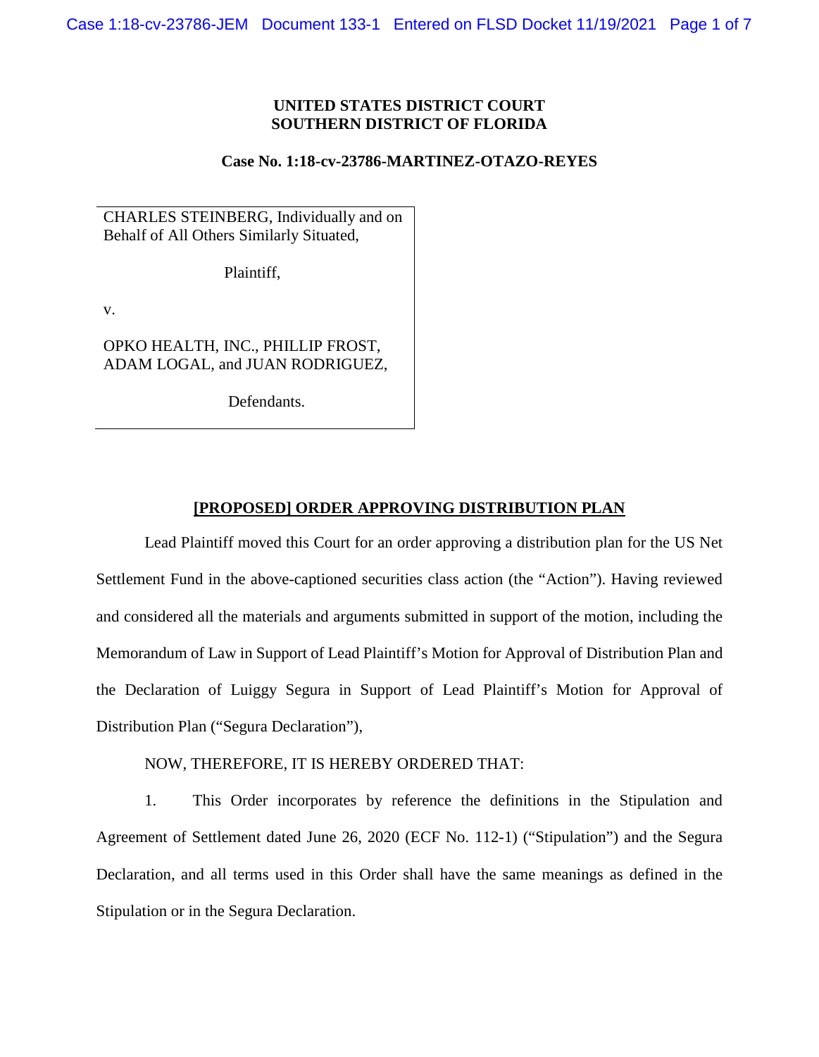**UNITED STATES DISTRICT COURT**
**SOUTHERN DISTRICT OF FLORIDA**

**Case No. 1:18-cv-23786-MARTINEZ-OTAZO-REYES**

CHARLES STEINBERG, Individually and on Behalf of All Others Similarly Situated,

Plaintiff,

v.

OPKO HEALTH, INC., PHILLIP FROST, ADAM LOGAL, and JUAN RODRIGUEZ,

Defendants.

**[PROPOSED] ORDER APPROVING DISTRIBUTION PLAN**

Lead Plaintiff moved this Court for an order approving a distribution plan for the US Net Settlement Fund in the above-captioned securities class action (the "Action"). Having reviewed and considered all the materials and arguments submitted in support of the motion, including the Memorandum of Law in Support of Lead Plaintiff's Motion for Approval of Distribution Plan and the Declaration of Luiggy Segura in Support of Lead Plaintiff's Motion for Approval of Distribution Plan ("Segura Declaration"),

NOW, THEREFORE, IT IS HEREBY ORDERED THAT:

1. This Order incorporates by reference the definitions in the Stipulation and Agreement of Settlement dated June 26, 2020 (ECF No. 112-1) ("Stipulation") and the Segura Declaration, and all terms used in this Order shall have the same meanings as defined in the Stipulation or in the Segura Declaration.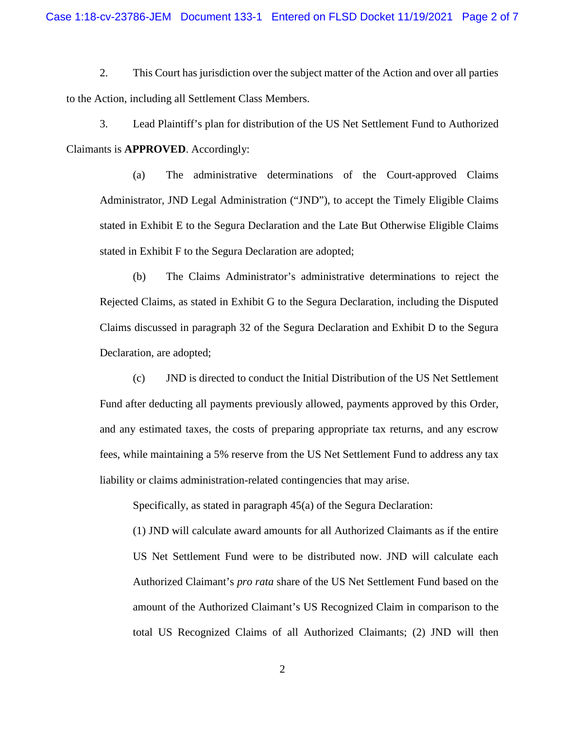2. This Court has jurisdiction over the subject matter of the Action and over all parties to the Action, including all Settlement Class Members.

3. Lead Plaintiff's plan for distribution of the US Net Settlement Fund to Authorized Claimants is **APPROVED**. Accordingly:

(a) The administrative determinations of the Court-approved Claims Administrator, JND Legal Administration ("JND"), to accept the Timely Eligible Claims stated in Exhibit E to the Segura Declaration and the Late But Otherwise Eligible Claims stated in Exhibit F to the Segura Declaration are adopted;

(b) The Claims Administrator's administrative determinations to reject the Rejected Claims, as stated in Exhibit G to the Segura Declaration, including the Disputed Claims discussed in paragraph 32 of the Segura Declaration and Exhibit D to the Segura Declaration, are adopted;

(c) JND is directed to conduct the Initial Distribution of the US Net Settlement Fund after deducting all payments previously allowed, payments approved by this Order, and any estimated taxes, the costs of preparing appropriate tax returns, and any escrow fees, while maintaining a 5% reserve from the US Net Settlement Fund to address any tax liability or claims administration-related contingencies that may arise.

Specifically, as stated in paragraph 45(a) of the Segura Declaration:

(1) JND will calculate award amounts for all Authorized Claimants as if the entire US Net Settlement Fund were to be distributed now. JND will calculate each Authorized Claimant's *pro rata* share of the US Net Settlement Fund based on the amount of the Authorized Claimant's US Recognized Claim in comparison to the total US Recognized Claims of all Authorized Claimants; (2) JND will then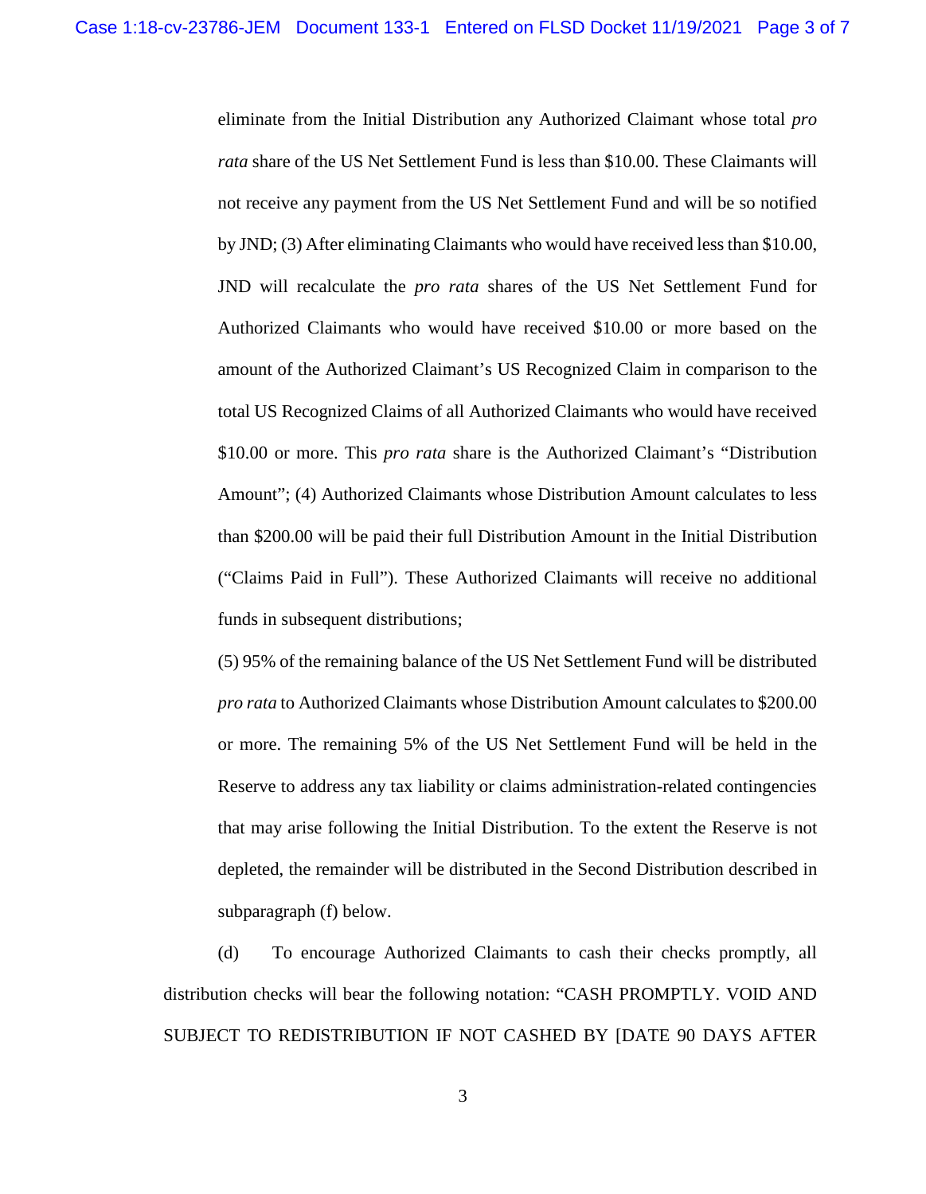eliminate from the Initial Distribution any Authorized Claimant whose total *pro rata* share of the US Net Settlement Fund is less than $10.00. These Claimants will not receive any payment from the US Net Settlement Fund and will be so notified by JND; (3) After eliminating Claimants who would have received less than $10.00, JND will recalculate the *pro rata* shares of the US Net Settlement Fund for Authorized Claimants who would have received $10.00 or more based on the amount of the Authorized Claimant's US Recognized Claim in comparison to the total US Recognized Claims of all Authorized Claimants who would have received $10.00 or more. This *pro rata* share is the Authorized Claimant's "Distribution Amount"; (4) Authorized Claimants whose Distribution Amount calculates to less than $200.00 will be paid their full Distribution Amount in the Initial Distribution ("Claims Paid in Full"). These Authorized Claimants will receive no additional funds in subsequent distributions;

(5) 95% of the remaining balance of the US Net Settlement Fund will be distributed *pro rata* to Authorized Claimants whose Distribution Amount calculates to $200.00 or more. The remaining 5% of the US Net Settlement Fund will be held in the Reserve to address any tax liability or claims administration-related contingencies that may arise following the Initial Distribution. To the extent the Reserve is not depleted, the remainder will be distributed in the Second Distribution described in subparagraph (f) below.

(d) To encourage Authorized Claimants to cash their checks promptly, all distribution checks will bear the following notation: "CASH PROMPTLY. VOID AND SUBJECT TO REDISTRIBUTION IF NOT CASHED BY [DATE 90 DAYS AFTER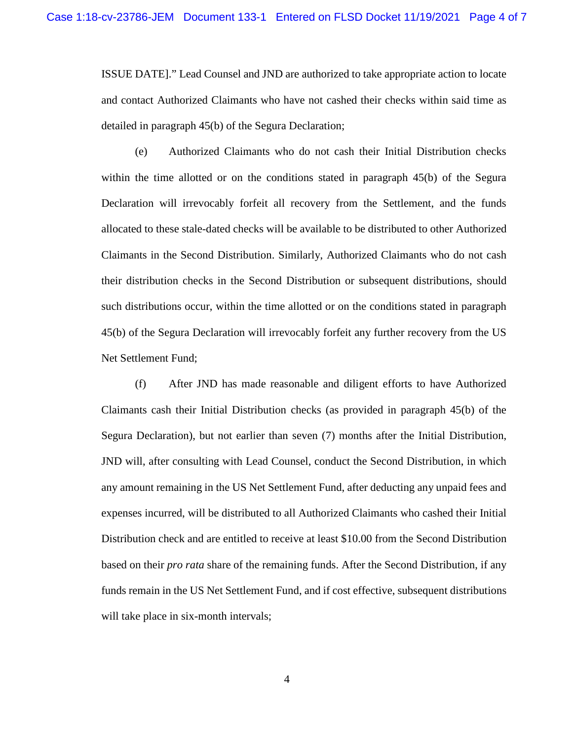ISSUE DATE]." Lead Counsel and JND are authorized to take appropriate action to locate and contact Authorized Claimants who have not cashed their checks within said time as detailed in paragraph 45(b) of the Segura Declaration;

(e) Authorized Claimants who do not cash their Initial Distribution checks within the time allotted or on the conditions stated in paragraph 45(b) of the Segura Declaration will irrevocably forfeit all recovery from the Settlement, and the funds allocated to these stale-dated checks will be available to be distributed to other Authorized Claimants in the Second Distribution. Similarly, Authorized Claimants who do not cash their distribution checks in the Second Distribution or subsequent distributions, should such distributions occur, within the time allotted or on the conditions stated in paragraph 45(b) of the Segura Declaration will irrevocably forfeit any further recovery from the US Net Settlement Fund;

(f) After JND has made reasonable and diligent efforts to have Authorized Claimants cash their Initial Distribution checks (as provided in paragraph 45(b) of the Segura Declaration), but not earlier than seven (7) months after the Initial Distribution, JND will, after consulting with Lead Counsel, conduct the Second Distribution, in which any amount remaining in the US Net Settlement Fund, after deducting any unpaid fees and expenses incurred, will be distributed to all Authorized Claimants who cashed their Initial Distribution check and are entitled to receive at least $10.00 from the Second Distribution based on their *pro rata* share of the remaining funds. After the Second Distribution, if any funds remain in the US Net Settlement Fund, and if cost effective, subsequent distributions will take place in six-month intervals;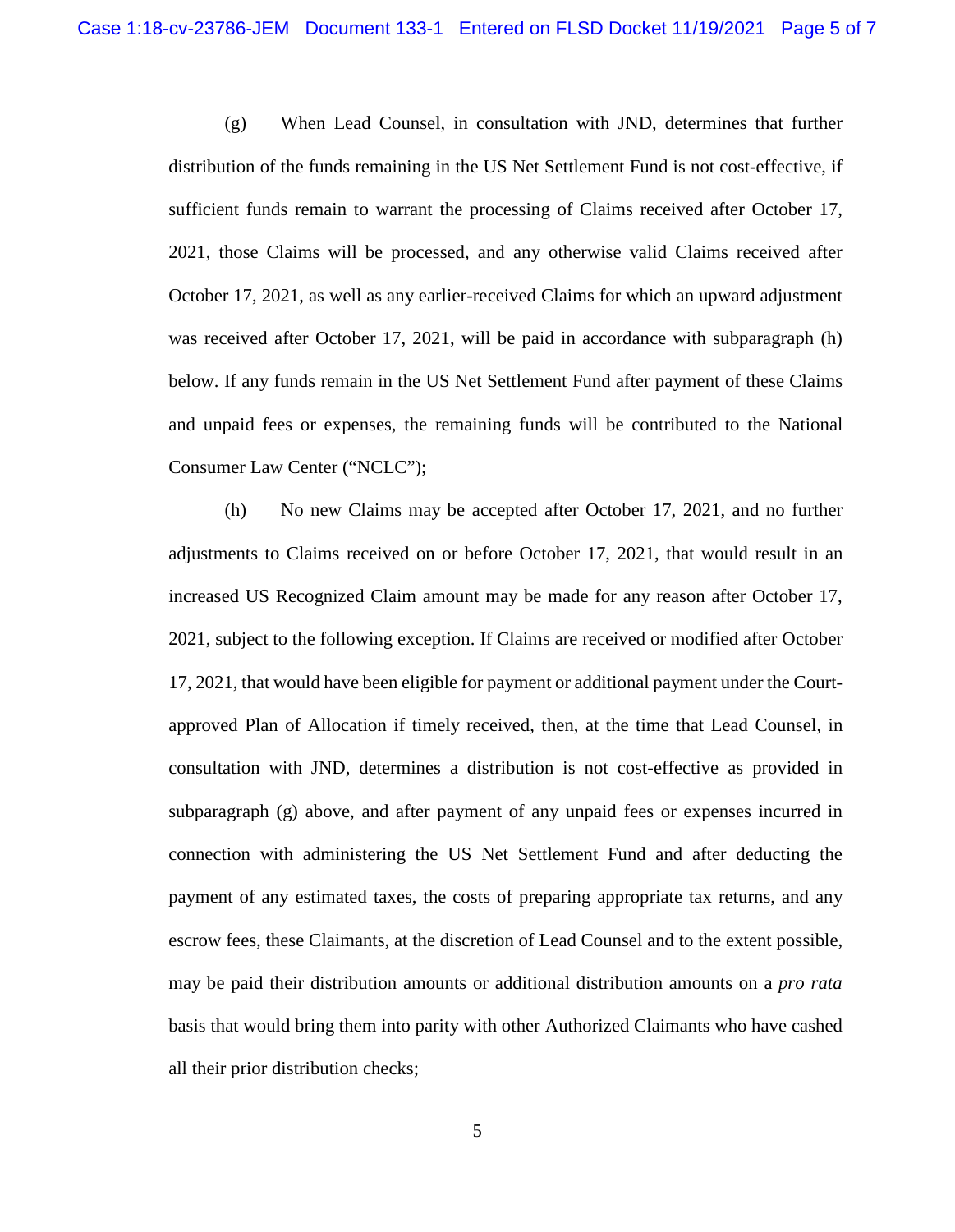(g) When Lead Counsel, in consultation with JND, determines that further distribution of the funds remaining in the US Net Settlement Fund is not cost-effective, if sufficient funds remain to warrant the processing of Claims received after October 17, 2021, those Claims will be processed, and any otherwise valid Claims received after October 17, 2021, as well as any earlier-received Claims for which an upward adjustment was received after October 17, 2021, will be paid in accordance with subparagraph (h) below. If any funds remain in the US Net Settlement Fund after payment of these Claims and unpaid fees or expenses, the remaining funds will be contributed to the National Consumer Law Center ("NCLC");

(h) No new Claims may be accepted after October 17, 2021, and no further adjustments to Claims received on or before October 17, 2021, that would result in an increased US Recognized Claim amount may be made for any reason after October 17, 2021, subject to the following exception. If Claims are received or modified after October 17, 2021, that would have been eligible for payment or additional payment under the Court-approved Plan of Allocation if timely received, then, at the time that Lead Counsel, in consultation with JND, determines a distribution is not cost-effective as provided in subparagraph (g) above, and after payment of any unpaid fees or expenses incurred in connection with administering the US Net Settlement Fund and after deducting the payment of any estimated taxes, the costs of preparing appropriate tax returns, and any escrow fees, these Claimants, at the discretion of Lead Counsel and to the extent possible, may be paid their distribution amounts or additional distribution amounts on a *pro rata* basis that would bring them into parity with other Authorized Claimants who have cashed all their prior distribution checks;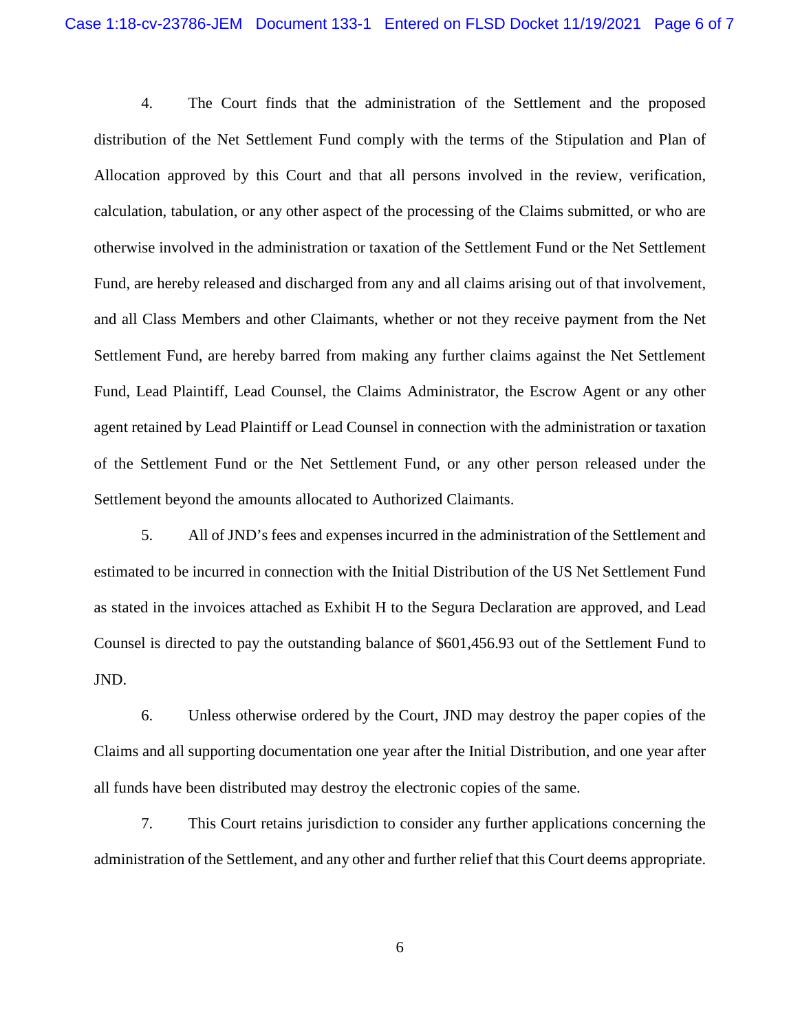4. The Court finds that the administration of the Settlement and the proposed distribution of the Net Settlement Fund comply with the terms of the Stipulation and Plan of Allocation approved by this Court and that all persons involved in the review, verification, calculation, tabulation, or any other aspect of the processing of the Claims submitted, or who are otherwise involved in the administration or taxation of the Settlement Fund or the Net Settlement Fund, are hereby released and discharged from any and all claims arising out of that involvement, and all Class Members and other Claimants, whether or not they receive payment from the Net Settlement Fund, are hereby barred from making any further claims against the Net Settlement Fund, Lead Plaintiff, Lead Counsel, the Claims Administrator, the Escrow Agent or any other agent retained by Lead Plaintiff or Lead Counsel in connection with the administration or taxation of the Settlement Fund or the Net Settlement Fund, or any other person released under the Settlement beyond the amounts allocated to Authorized Claimants.

5. All of JND's fees and expenses incurred in the administration of the Settlement and estimated to be incurred in connection with the Initial Distribution of the US Net Settlement Fund as stated in the invoices attached as Exhibit H to the Segura Declaration are approved, and Lead Counsel is directed to pay the outstanding balance of $601,456.93 out of the Settlement Fund to JND.

6. Unless otherwise ordered by the Court, JND may destroy the paper copies of the Claims and all supporting documentation one year after the Initial Distribution, and one year after all funds have been distributed may destroy the electronic copies of the same.

7. This Court retains jurisdiction to consider any further applications concerning the administration of the Settlement, and any other and further relief that this Court deems appropriate.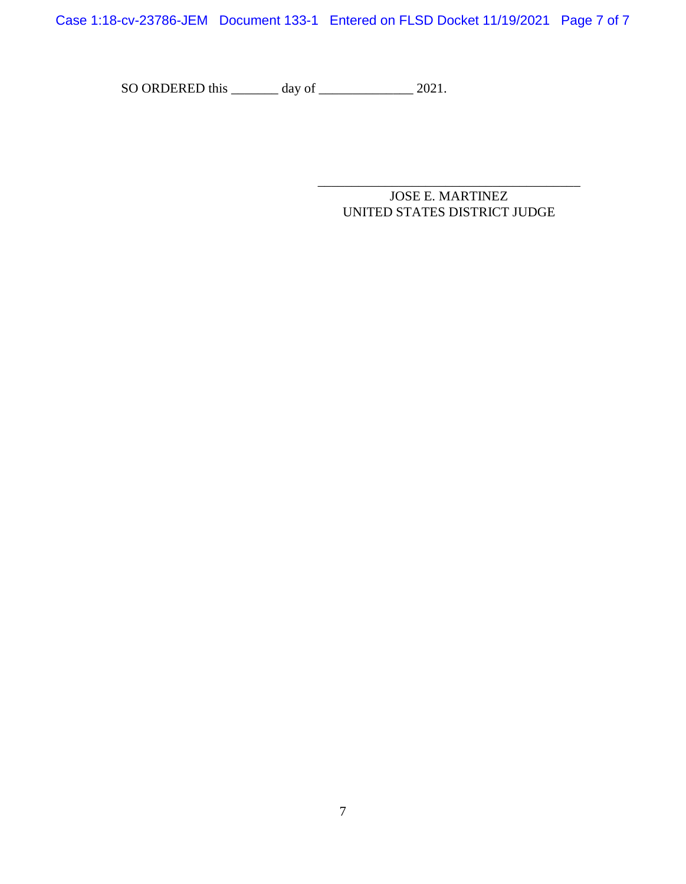SO ORDERED this _______ day of ______________ 2021.

_________________________________________
JOSE E. MARTINEZ
UNITED STATES DISTRICT JUDGE